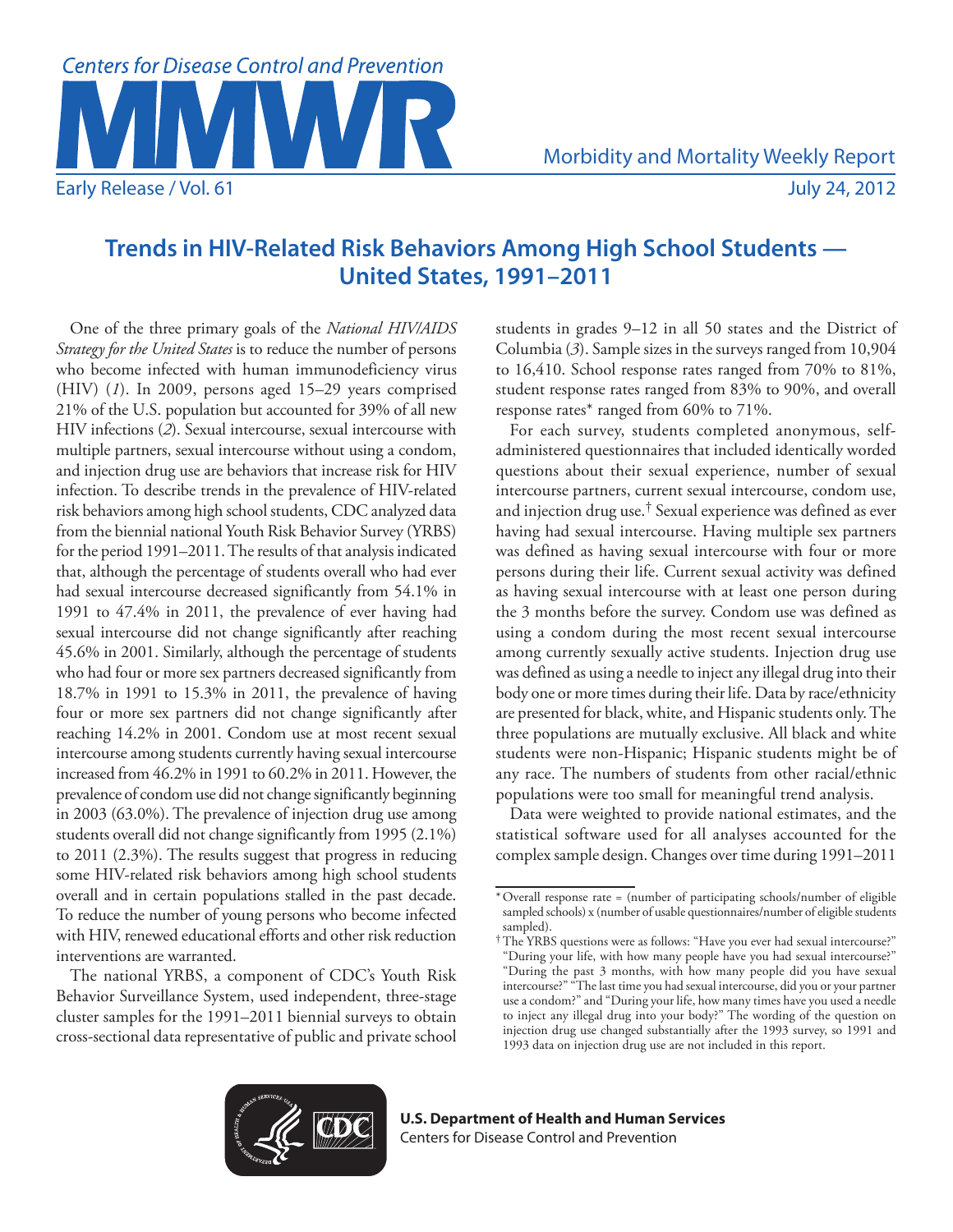# Trends in HIV-Related Risk Behaviors Among High School Students — United States, 1991–2011

One of the three primary goals of the *National HIV/AIDS Strategy for the United States* is to reduce the number of persons who become infected with human immunodeficiency virus (HIV) (*1*). In 2009, persons aged 15–29 years comprised 21% of the U.S. population but accounted for 39% of all new HIV infections (*2*). Sexual intercourse, sexual intercourse with multiple partners, sexual intercourse without using a condom, and injection drug use are behaviors that increase risk for HIV infection. To describe trends in the prevalence of HIV-related risk behaviors among high school students, CDC analyzed data from the biennial national Youth Risk Behavior Survey (YRBS) for the period 1991–2011. The results of that analysis indicated that, although the percentage of students overall who had ever had sexual intercourse decreased significantly from 54.1% in 1991 to 47.4% in 2011, the prevalence of ever having had sexual intercourse did not change significantly after reaching 45.6% in 2001. Similarly, although the percentage of students who had four or more sex partners decreased significantly from 18.7% in 1991 to 15.3% in 2011, the prevalence of having four or more sex partners did not change significantly after reaching 14.2% in 2001. Condom use at most recent sexual intercourse among students currently having sexual intercourse increased from 46.2% in 1991 to 60.2% in 2011. However, the prevalence of condom use did not change significantly beginning in 2003 (63.0%). The prevalence of injection drug use among students overall did not change significantly from 1995 (2.1%) to 2011 (2.3%). The results suggest that progress in reducing some HIV-related risk behaviors among high school students overall and in certain populations stalled in the past decade. To reduce the number of young persons who become infected with HIV, renewed educational efforts and other risk reduction interventions are warranted.

The national YRBS, a component of CDC's Youth Risk Behavior Surveillance System, used independent, three-stage cluster samples for the 1991–2011 biennial surveys to obtain cross-sectional data representative of public and private school students in grades 9–12 in all 50 states and the District of Columbia (*3*). Sample sizes in the surveys ranged from 10,904 to 16,410. School response rates ranged from 70% to 81%, student response rates ranged from 83% to 90%, and overall response rates* ranged from 60% to 71%.

For each survey, students completed anonymous, self-administered questionnaires that included identically worded questions about their sexual experience, number of sexual intercourse partners, current sexual intercourse, condom use, and injection drug use.† Sexual experience was defined as ever having had sexual intercourse. Having multiple sex partners was defined as having sexual intercourse with four or more persons during their life. Current sexual activity was defined as having sexual intercourse with at least one person during the 3 months before the survey. Condom use was defined as using a condom during the most recent sexual intercourse among currently sexually active students. Injection drug use was defined as using a needle to inject any illegal drug into their body one or more times during their life. Data by race/ethnicity are presented for black, white, and Hispanic students only. The three populations are mutually exclusive. All black and white students were non-Hispanic; Hispanic students might be of any race. The numbers of students from other racial/ethnic populations were too small for meaningful trend analysis.

Data were weighted to provide national estimates, and the statistical software used for all analyses accounted for the complex sample design. Changes over time during 1991–2011

---

\* Overall response rate = (number of participating schools/number of eligible sampled schools) x (number of usable questionnaires/number of eligible students sampled).

† The YRBS questions were as follows: "Have you ever had sexual intercourse?" "During your life, with how many people have you had sexual intercourse?" "During the past 3 months, with how many people did you have sexual intercourse?" "The last time you had sexual intercourse, did you or your partner use a condom?" and "During your life, how many times have you used a needle to inject any illegal drug into your body?" The wording of the question on injection drug use changed substantially after the 1993 survey, so 1991 and 1993 data on injection drug use are not included in this report.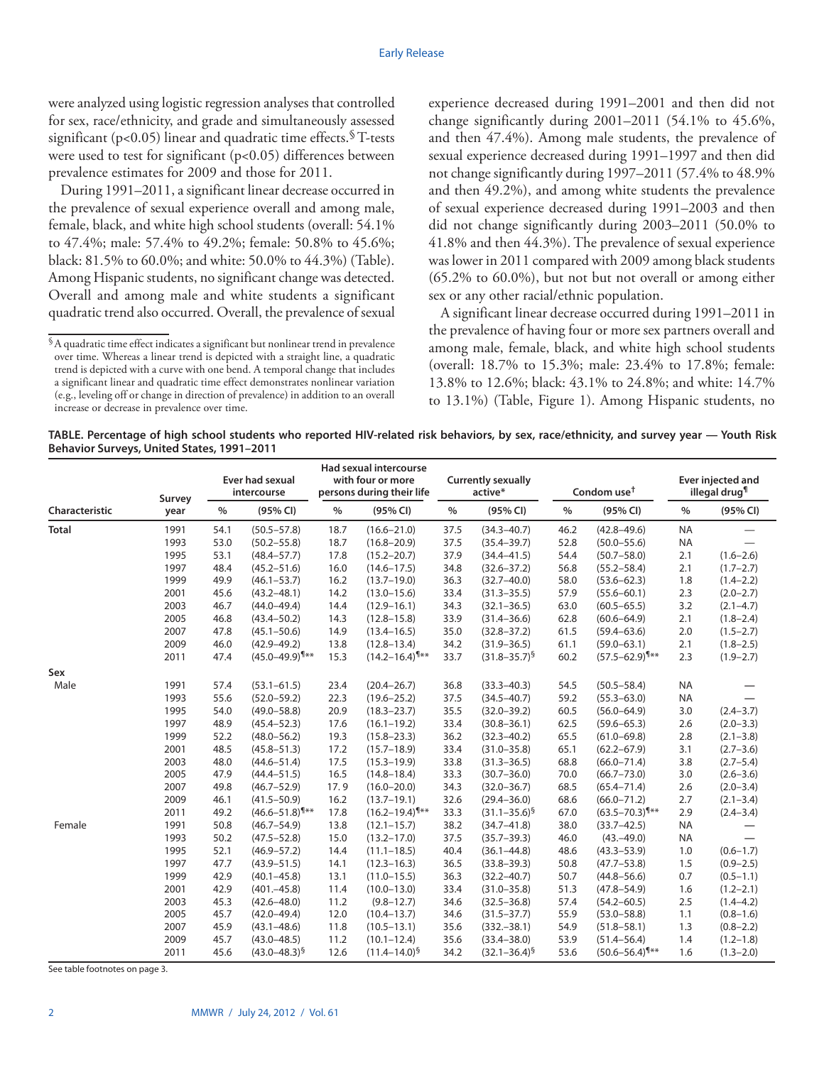were analyzed using logistic regression analyses that controlled for sex, race/ethnicity, and grade and simultaneously assessed significant ($p<0.05$) linear and quadratic time effects.[§] T-tests were used to test for significant ($p<0.05$) differences between prevalence estimates for 2009 and those for 2011.

During 1991–2011, a significant linear decrease occurred in the prevalence of sexual experience overall and among male, female, black, and white high school students (overall: 54.1% to 47.4%; male: 57.4% to 49.2%; female: 50.8% to 45.6%; black: 81.5% to 60.0%; and white: 50.0% to 44.3%) (Table). Among Hispanic students, no significant change was detected. Overall and among male and white students a significant quadratic trend also occurred. Overall, the prevalence of sexual experience decreased during 1991–2001 and then did not change significantly during 2001–2011 (54.1% to 45.6%, and then 47.4%). Among male students, the prevalence of sexual experience decreased during 1991–1997 and then did not change significantly during 1997–2011 (57.4% to 48.9% and then 49.2%), and among white students the prevalence of sexual experience decreased during 1991–2003 and then did not change significantly during 2003–2011 (50.0% to 41.8% and then 44.3%). The prevalence of sexual experience was lower in 2011 compared with 2009 among black students (65.2% to 60.0%), but not but not overall or among either sex or any other racial/ethnic population.

A significant linear decrease occurred during 1991–2011 in the prevalence of having four or more sex partners overall and among male, female, black, and white high school students (overall: 18.7% to 15.3%; male: 23.4% to 17.8%; female: 13.8% to 12.6%; black: 43.1% to 24.8%; and white: 14.7% to 13.1%) (Table, Figure 1). Among Hispanic students, no

[§] A quadratic time effect indicates a significant but nonlinear trend in prevalence over time. Whereas a linear trend is depicted with a straight line, a quadratic trend is depicted with a curve with one bend. A temporal change that includes a significant linear and quadratic time effect demonstrates nonlinear variation (e.g., leveling off or change in direction of prevalence) in addition to an overall increase or decrease in prevalence over time.

**TABLE. Percentage of high school students who reported HIV-related risk behaviors, by sex, race/ethnicity, and survey year — Youth Risk Behavior Surveys, United States, 1991–2011**

| Characteristic | Survey year | Ever had sexual intercourse | | Had sexual intercourse with four or more persons during their life | | Currently sexually active* | | Condom use† | | Ever injected and illegal drug¶ | |
|---|---|---|---|---|---|---|---|---|---|---|---|
| | | % | (95% CI) | % | (95% CI) | % | (95% CI) | % | (95% CI) | % | (95% CI) |
| **Total** | 1991 | 54.1 | (50.5–57.8) | 18.7 | (16.6–21.0) | 37.5 | (34.3–40.7) | 46.2 | (42.8–49.6) | NA | — |
| | 1993 | 53.0 | (50.2–55.8) | 18.7 | (16.8–20.9) | 37.5 | (35.4–39.7) | 52.8 | (50.0–55.6) | NA | — |
| | 1995 | 53.1 | (48.4–57.7) | 17.8 | (15.2–20.7) | 37.9 | (34.4–41.5) | 54.4 | (50.7–58.0) | 2.1 | (1.6–2.6) |
| | 1997 | 48.4 | (45.2–51.6) | 16.0 | (14.6–17.5) | 34.8 | (32.6–37.2) | 56.8 | (55.2–58.4) | 2.1 | (1.7–2.7) |
| | 1999 | 49.9 | (46.1–53.7) | 16.2 | (13.7–19.0) | 36.3 | (32.7–40.0) | 58.0 | (53.6–62.3) | 1.8 | (1.4–2.2) |
| | 2001 | 45.6 | (43.2–48.1) | 14.2 | (13.0–15.6) | 33.4 | (31.3–35.5) | 57.9 | (55.6–60.1) | 2.3 | (2.0–2.7) |
| | 2003 | 46.7 | (44.0–49.4) | 14.4 | (12.9–16.1) | 34.3 | (32.1–36.5) | 63.0 | (60.5–65.5) | 3.2 | (2.1–4.7) |
| | 2005 | 46.8 | (43.4–50.2) | 14.3 | (12.8–15.8) | 33.9 | (31.4–36.6) | 62.8 | (60.6–64.9) | 2.1 | (1.8–2.4) |
| | 2007 | 47.8 | (45.1–50.6) | 14.9 | (13.4–16.5) | 35.0 | (32.8–37.2) | 61.5 | (59.4–63.6) | 2.0 | (1.5–2.7) |
| | 2009 | 46.0 | (42.9–49.2) | 13.8 | (12.8–13.4) | 34.2 | (31.9–36.5) | 61.1 | (59.0–63.1) | 2.1 | (1.8–2.5) |
| | 2011 | 47.4 | (45.0–49.9)¶** | 15.3 | (14.2–16.4)¶** | 33.7 | (31.8–35.7)§ | 60.2 | (57.5–62.9)¶** | 2.3 | (1.9–2.7) |
| **Sex** | | | | | | | | | | | |
| Male | 1991 | 57.4 | (53.1–61.5) | 23.4 | (20.4–26.7) | 36.8 | (33.3–40.3) | 54.5 | (50.5–58.4) | NA | — |
| | 1993 | 55.6 | (52.0–59.2) | 22.3 | (19.6–25.2) | 37.5 | (34.5–40.7) | 59.2 | (55.3–63.0) | NA | — |
| | 1995 | 54.0 | (49.0–58.8) | 20.9 | (18.3–23.7) | 35.5 | (32.0–39.2) | 60.5 | (56.0–64.9) | 3.0 | (2.4–3.7) |
| | 1997 | 48.9 | (45.4–52.3) | 17.6 | (16.1–19.2) | 33.4 | (30.8–36.1) | 62.5 | (59.6–65.3) | 2.6 | (2.0–3.3) |
| | 1999 | 52.2 | (48.0–56.2) | 19.3 | (15.8–23.3) | 36.2 | (32.3–40.2) | 65.5 | (61.0–69.8) | 2.8 | (2.1–3.8) |
| | 2001 | 48.5 | (45.8–51.3) | 17.2 | (15.7–18.9) | 33.4 | (31.0–35.8) | 65.1 | (62.2–67.9) | 3.1 | (2.7–3.6) |
| | 2003 | 48.0 | (44.6–51.4) | 17.5 | (15.3–19.9) | 33.8 | (31.3–36.5) | 68.8 | (66.0–71.4) | 3.8 | (2.7–5.4) |
| | 2005 | 47.9 | (44.4–51.5) | 16.5 | (14.8–18.4) | 33.3 | (30.7–36.0) | 70.0 | (66.7–73.0) | 3.0 | (2.6–3.6) |
| | 2007 | 49.8 | (46.7–52.9) | 17.9 | (16.0–20.0) | 34.3 | (32.0–36.7) | 68.5 | (65.4–71.4) | 2.6 | (2.0–3.4) |
| | 2009 | 46.1 | (41.5–50.9) | 16.2 | (13.7–19.1) | 32.6 | (29.4–36.0) | 68.6 | (66.0–71.2) | 2.7 | (2.1–3.4) |
| | 2011 | 49.2 | (46.6–51.8)¶** | 17.8 | (16.2–19.4)¶** | 33.3 | (31.1–35.6)§ | 67.0 | (63.5–70.3)¶** | 2.9 | (2.4–3.4) |
| Female | 1991 | 50.8 | (46.7–54.9) | 13.8 | (12.1–15.7) | 38.2 | (34.7–41.8) | 38.0 | (33.7–42.5) | NA | — |
| | 1993 | 50.2 | (47.5–52.8) | 15.0 | (13.2–17.0) | 37.5 | (35.7–39.3) | 46.0 | (43.–49.0) | NA | — |
| | 1995 | 52.1 | (46.9–57.2) | 14.4 | (11.1–18.5) | 40.4 | (36.1–44.8) | 48.6 | (43.3–53.9) | 1.0 | (0.6–1.7) |
| | 1997 | 47.7 | (43.9–51.5) | 14.1 | (12.3–16.3) | 36.5 | (33.8–39.3) | 50.8 | (47.7–53.8) | 1.5 | (0.9–2.5) |
| | 1999 | 42.9 | (40.1–45.8) | 13.1 | (11.0–15.5) | 36.3 | (32.2–40.7) | 50.7 | (44.8–56.6) | 0.7 | (0.5–1.1) |
| | 2001 | 42.9 | (401.–45.8) | 11.4 | (10.0–13.0) | 33.4 | (31.0–35.8) | 51.3 | (47.8–54.9) | 1.6 | (1.2–2.1) |
| | 2003 | 45.3 | (42.6–48.0) | 11.2 | (9.8–12.7) | 34.6 | (32.5–36.8) | 57.4 | (54.2–60.5) | 2.5 | (1.4–4.2) |
| | 2005 | 45.7 | (42.0–49.4) | 12.0 | (10.4–13.7) | 34.6 | (31.5–37.7) | 55.9 | (53.0–58.8) | 1.1 | (0.8–1.6) |
| | 2007 | 45.9 | (43.1–48.6) | 11.8 | (10.5–13.1) | 35.6 | (332.–38.1) | 54.9 | (51.8–58.1) | 1.3 | (0.8–2.2) |
| | 2009 | 45.7 | (43.0–48.5) | 11.2 | (10.1–12.4) | 35.6 | (33.4–38.0) | 53.9 | (51.4–56.4) | 1.4 | (1.2–1.8) |
| | 2011 | 45.6 | (43.0–48.3)§ | 12.6 | (11.4–14.0)§ | 34.2 | (32.1–36.4)§ | 53.6 | (50.6–56.4)¶** | 1.6 | (1.3–2.0) |

See table footnotes on page 3.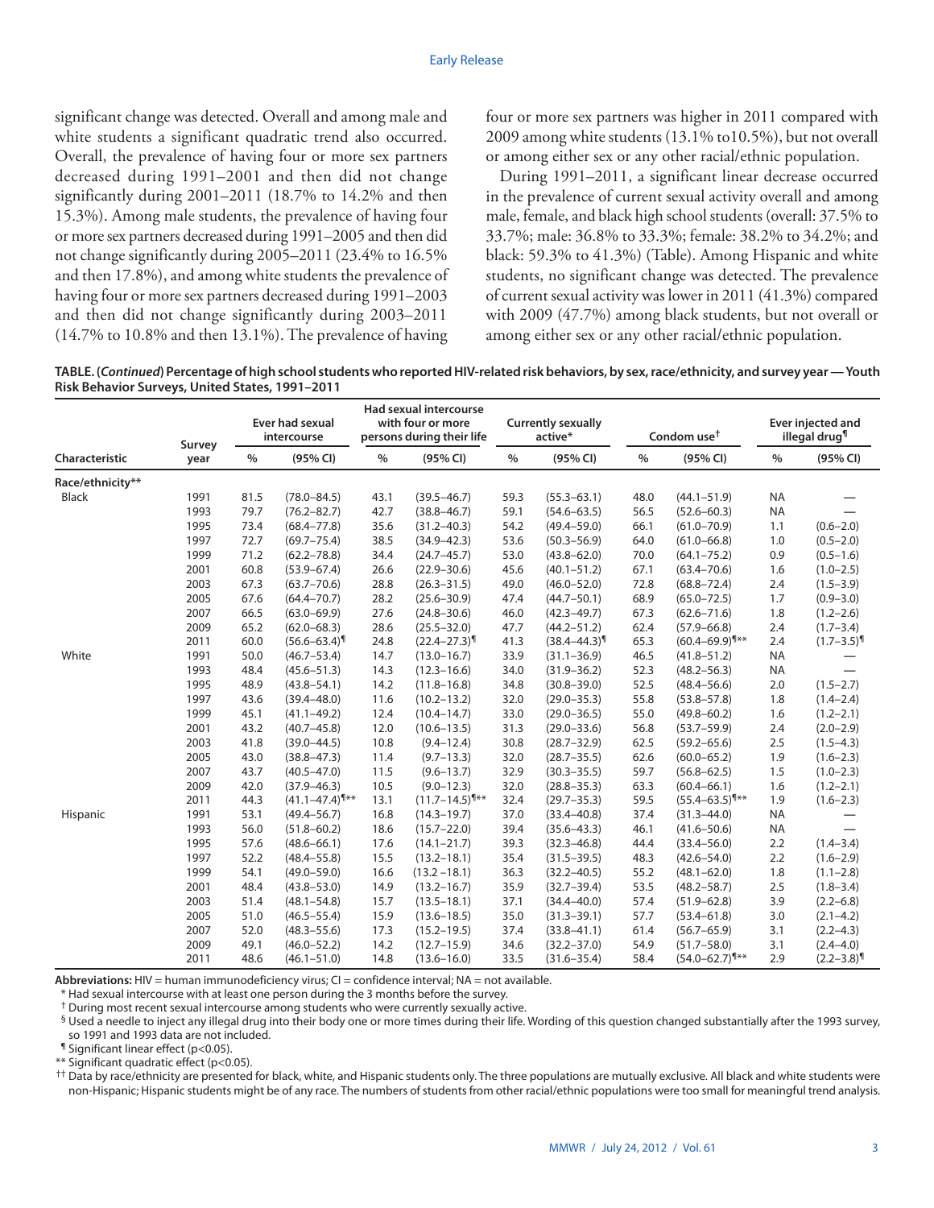significant change was detected. Overall and among male and white students a significant quadratic trend also occurred. Overall, the prevalence of having four or more sex partners decreased during 1991–2001 and then did not change significantly during 2001–2011 (18.7% to 14.2% and then 15.3%). Among male students, the prevalence of having four or more sex partners decreased during 1991–2005 and then did not change significantly during 2005–2011 (23.4% to 16.5% and then 17.8%), and among white students the prevalence of having four or more sex partners decreased during 1991–2003 and then did not change significantly during 2003–2011 (14.7% to 10.8% and then 13.1%). The prevalence of having four or more sex partners was higher in 2011 compared with 2009 among white students (13.1% to10.5%), but not overall or among either sex or any other racial/ethnic population.

During 1991–2011, a significant linear decrease occurred in the prevalence of current sexual activity overall and among male, female, and black high school students (overall: 37.5% to 33.7%; male: 36.8% to 33.3%; female: 38.2% to 34.2%; and black: 59.3% to 41.3%) (Table). Among Hispanic and white students, no significant change was detected. The prevalence of current sexual activity was lower in 2011 (41.3%) compared with 2009 (47.7%) among black students, but not overall or among either sex or any other racial/ethnic population.

**TABLE. (*Continued*) Percentage of high school students who reported HIV-related risk behaviors, by sex, race/ethnicity, and survey year — Youth Risk Behavior Surveys, United States, 1991–2011**

| Characteristic | Survey year | Ever had sexual intercourse | | Had sexual intercourse with four or more persons during their life | | Currently sexually active* | | Condom use† | | Ever injected and illegal drug¶ | |
|---|---|---|---|---|---|---|---|---|---|---|---|
| | | % | (95% CI) | % | (95% CI) | % | (95% CI) | % | (95% CI) | % | (95% CI) |
| **Race/ethnicity**** | | | | | | | | | | | |
| Black | 1991 | 81.5 | (78.0–84.5) | 43.1 | (39.5–46.7) | 59.3 | (55.3–63.1) | 48.0 | (44.1–51.9) | NA | — |
| | 1993 | 79.7 | (76.2–82.7) | 42.7 | (38.8–46.7) | 59.1 | (54.6–63.5) | 56.5 | (52.6–60.3) | NA | — |
| | 1995 | 73.4 | (68.4–77.8) | 35.6 | (31.2–40.3) | 54.2 | (49.4–59.0) | 66.1 | (61.0–70.9) | 1.1 | (0.6–2.0) |
| | 1997 | 72.7 | (69.7–75.4) | 38.5 | (34.9–42.3) | 53.6 | (50.3–56.9) | 64.0 | (61.0–66.8) | 1.0 | (0.5–2.0) |
| | 1999 | 71.2 | (62.2–78.8) | 34.4 | (24.7–45.7) | 53.0 | (43.8–62.0) | 70.0 | (64.1–75.2) | 0.9 | (0.5–1.6) |
| | 2001 | 60.8 | (53.9–67.4) | 26.6 | (22.9–30.6) | 45.6 | (40.1–51.2) | 67.1 | (63.4–70.6) | 1.6 | (1.0–2.5) |
| | 2003 | 67.3 | (63.7–70.6) | 28.8 | (26.3–31.5) | 49.0 | (46.0–52.0) | 72.8 | (68.8–72.4) | 2.4 | (1.5–3.9) |
| | 2005 | 67.6 | (64.4–70.7) | 28.2 | (25.6–30.9) | 47.4 | (44.7–50.1) | 68.9 | (65.0–72.5) | 1.7 | (0.9–3.0) |
| | 2007 | 66.5 | (63.0–69.9) | 27.6 | (24.8–30.6) | 46.0 | (42.3–49.7) | 67.3 | (62.6–71.6) | 1.8 | (1.2–2.6) |
| | 2009 | 65.2 | (62.0–68.3) | 28.6 | (25.5–32.0) | 47.7 | (44.2–51.2) | 62.4 | (57.9–66.8) | 2.4 | (1.7–3.4) |
| | 2011 | 60.0 | (56.6–63.4)¶ | 24.8 | (22.4–27.3)¶ | 41.3 | (38.4–44.3)¶ | 65.3 | (60.4–69.9)¶** | 2.4 | (1.7–3.5)¶ |
| White | 1991 | 50.0 | (46.7–53.4) | 14.7 | (13.0–16.7) | 33.9 | (31.1–36.9) | 46.5 | (41.8–51.2) | NA | — |
| | 1993 | 48.4 | (45.6–51.3) | 14.3 | (12.3–16.6) | 34.0 | (31.9–36.2) | 52.3 | (48.2–56.3) | NA | — |
| | 1995 | 48.9 | (43.8–54.1) | 14.2 | (11.8–16.8) | 34.8 | (30.8–39.0) | 52.5 | (48.4–56.6) | 2.0 | (1.5–2.7) |
| | 1997 | 43.6 | (39.4–48.0) | 11.6 | (10.2–13.2) | 32.0 | (29.0–35.3) | 55.8 | (53.8–57.8) | 1.8 | (1.4–2.4) |
| | 1999 | 45.1 | (41.1–49.2) | 12.4 | (10.4–14.7) | 33.0 | (29.0–36.5) | 55.0 | (49.8–60.2) | 1.6 | (1.2–2.1) |
| | 2001 | 43.2 | (40.7–45.8) | 12.0 | (10.6–13.5) | 31.3 | (29.0–33.6) | 56.8 | (53.7–59.9) | 2.4 | (2.0–2.9) |
| | 2003 | 41.8 | (39.0–44.5) | 10.8 | (9.4–12.4) | 30.8 | (28.7–32.9) | 62.5 | (59.2–65.6) | 2.5 | (1.5–4.3) |
| | 2005 | 43.0 | (38.8–47.3) | 11.4 | (9.7–13.3) | 32.0 | (28.7–35.5) | 62.6 | (60.0–65.2) | 1.9 | (1.6–2.3) |
| | 2007 | 43.7 | (40.5–47.0) | 11.5 | (9.6–13.7) | 32.9 | (30.3–35.5) | 59.7 | (56.8–62.5) | 1.5 | (1.0–2.3) |
| | 2009 | 42.0 | (37.9–46.3) | 10.5 | (9.0–12.3) | 32.0 | (28.8–35.3) | 63.3 | (60.4–66.1) | 1.6 | (1.2–2.1) |
| | 2011 | 44.3 | (41.1–47.4)¶** | 13.1 | (11.7–14.5)¶** | 32.4 | (29.7–35.3) | 59.5 | (55.4–63.5)¶** | 1.9 | (1.6–2.3) |
| Hispanic | 1991 | 53.1 | (49.4–56.7) | 16.8 | (14.3–19.7) | 37.0 | (33.4–40.8) | 37.4 | (31.3–44.0) | NA | — |
| | 1993 | 56.0 | (51.8–60.2) | 18.6 | (15.7–22.0) | 39.4 | (35.6–43.3) | 46.1 | (41.6–50.6) | NA | — |
| | 1995 | 57.6 | (48.6–66.1) | 17.6 | (14.1–21.7) | 39.3 | (32.3–46.8) | 44.4 | (33.4–56.0) | 2.2 | (1.4–3.4) |
| | 1997 | 52.2 | (48.4–55.8) | 15.5 | (13.2–18.1) | 35.4 | (31.5–39.5) | 48.3 | (42.6–54.0) | 2.2 | (1.6–2.9) |
| | 1999 | 54.1 | (49.0–59.0) | 16.6 | (13.2 –18.1) | 36.3 | (32.2–40.5) | 55.2 | (48.1–62.0) | 1.8 | (1.1–2.8) |
| | 2001 | 48.4 | (43.8–53.0) | 14.9 | (13.2–16.7) | 35.9 | (32.7–39.4) | 53.5 | (48.2–58.7) | 2.5 | (1.8–3.4) |
| | 2003 | 51.4 | (48.1–54.8) | 15.7 | (13.5–18.1) | 37.1 | (34.4–40.0) | 57.4 | (51.9–62.8) | 3.9 | (2.2–6.8) |
| | 2005 | 51.0 | (46.5–55.4) | 15.9 | (13.6–18.5) | 35.0 | (31.3–39.1) | 57.7 | (53.4–61.8) | 3.0 | (2.1–4.2) |
| | 2007 | 52.0 | (48.3–55.6) | 17.3 | (15.2–19.5) | 37.4 | (33.8–41.1) | 61.4 | (56.7–65.9) | 3.1 | (2.2–4.3) |
| | 2009 | 49.1 | (46.0–52.2) | 14.2 | (12.7–15.9) | 34.6 | (32.2–37.0) | 54.9 | (51.7–58.0) | 3.1 | (2.4–4.0) |
| | 2011 | 48.6 | (46.1–51.0) | 14.8 | (13.6–16.0) | 33.5 | (31.6–35.4) | 58.4 | (54.0–62.7)¶** | 2.9 | (2.2–3.8)¶ |

**Abbreviations:** HIV = human immunodeficiency virus; CI = confidence interval; NA = not available.

\* Had sexual intercourse with at least one person during the 3 months before the survey.

† During most recent sexual intercourse among students who were currently sexually active.

§ Used a needle to inject any illegal drug into their body one or more times during their life. Wording of this question changed substantially after the 1993 survey, so 1991 and 1993 data are not included.

¶ Significant linear effect (p<0.05).

** Significant quadratic effect (p<0.05).

†† Data by race/ethnicity are presented for black, white, and Hispanic students only. The three populations are mutually exclusive. All black and white students were non-Hispanic; Hispanic students might be of any race. The numbers of students from other racial/ethnic populations were too small for meaningful trend analysis.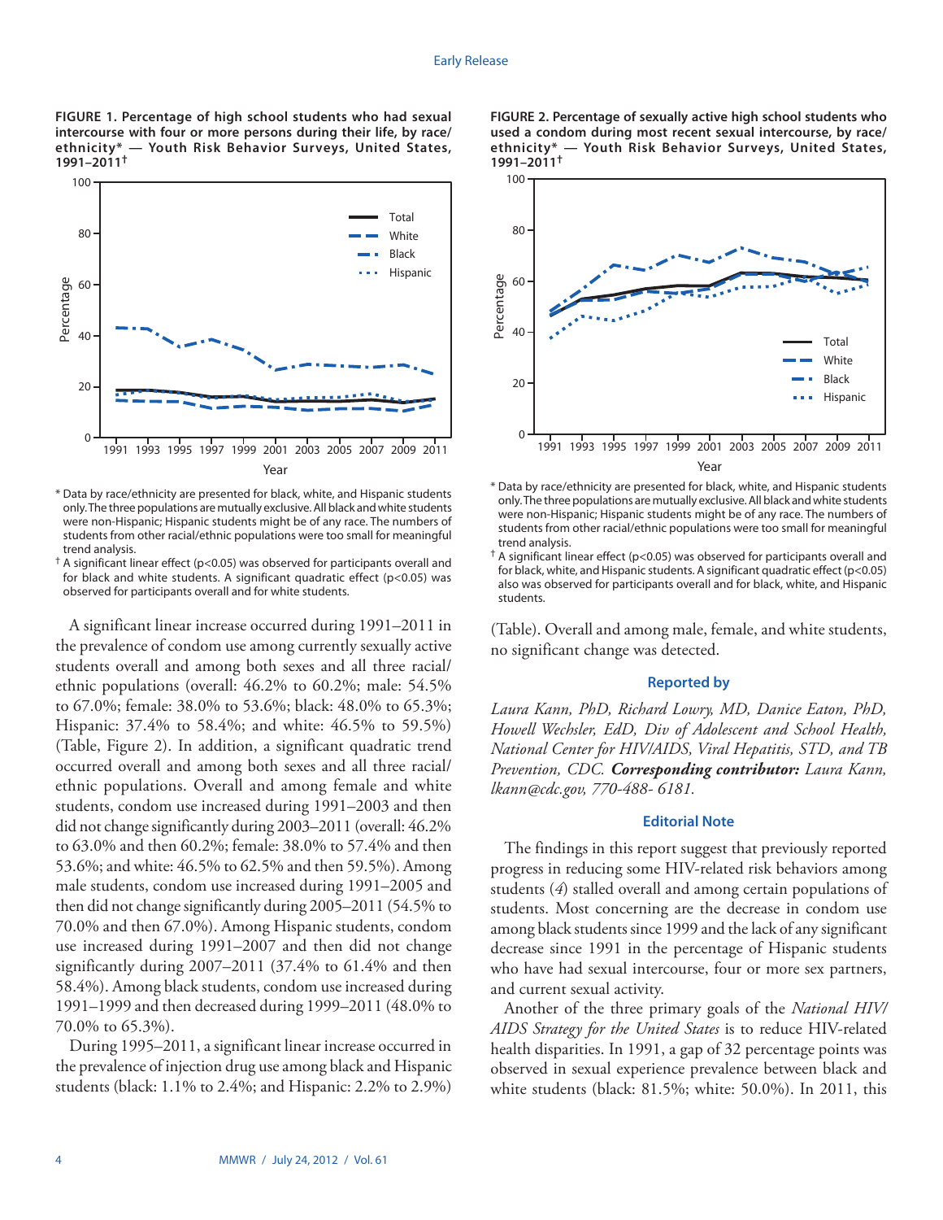**FIGURE 1. Percentage of high school students who had sexual intercourse with four or more persons during their life, by race/ethnicity* — Youth Risk Behavior Surveys, United States, 1991–2011†**

* Data by race/ethnicity are presented for black, white, and Hispanic students only. The three populations are mutually exclusive. All black and white students were non-Hispanic; Hispanic students might be of any race. The numbers of students from other racial/ethnic populations were too small for meaningful trend analysis.

† A significant linear effect ($p<0.05$) was observed for participants overall and for black and white students. A significant quadratic effect ($p<0.05$) was observed for participants overall and for white students.

**FIGURE 2. Percentage of sexually active high school students who used a condom during most recent sexual intercourse, by race/ethnicity* — Youth Risk Behavior Surveys, United States, 1991–2011†**

* Data by race/ethnicity are presented for black, white, and Hispanic students only. The three populations are mutually exclusive. All black and white students were non-Hispanic; Hispanic students might be of any race. The numbers of students from other racial/ethnic populations were too small for meaningful trend analysis.

† A significant linear effect ($p<0.05$) was observed for participants overall and for black, white, and Hispanic students. A significant quadratic effect ($p<0.05$) also was observed for participants overall and for black, white, and Hispanic students.

A significant linear increase occurred during 1991–2011 in the prevalence of condom use among currently sexually active students overall and among both sexes and all three racial/ethnic populations (overall: 46.2% to 60.2%; male: 54.5% to 67.0%; female: 38.0% to 53.6%; black: 48.0% to 65.3%; Hispanic: 37.4% to 58.4%; and white: 46.5% to 59.5%) (Table, Figure 2). In addition, a significant quadratic trend occurred overall and among both sexes and all three racial/ethnic populations. Overall and among female and white students, condom use increased during 1991–2003 and then did not change significantly during 2003–2011 (overall: 46.2% to 63.0% and then 60.2%; female: 38.0% to 57.4% and then 53.6%; and white: 46.5% to 62.5% and then 59.5%). Among male students, condom use increased during 1991–2005 and then did not change significantly during 2005–2011 (54.5% to 70.0% and then 67.0%). Among Hispanic students, condom use increased during 1991–2007 and then did not change significantly during 2007–2011 (37.4% to 61.4% and then 58.4%). Among black students, condom use increased during 1991–1999 and then decreased during 1999–2011 (48.0% to 70.0% to 65.3%).

During 1995–2011, a significant linear increase occurred in the prevalence of injection drug use among black and Hispanic students (black: 1.1% to 2.4%; and Hispanic: 2.2% to 2.9%) (Table). Overall and among male, female, and white students, no significant change was detected.

### Reported by

*Laura Kann, PhD, Richard Lowry, MD, Danice Eaton, PhD, Howell Wechsler, EdD, Div of Adolescent and School Health, National Center for HIV/AIDS, Viral Hepatitis, STD, and TB Prevention, CDC.* ***Corresponding contributor:*** *Laura Kann, lkann@cdc.gov, 770-488- 6181.*

### Editorial Note

The findings in this report suggest that previously reported progress in reducing some HIV-related risk behaviors among students (*4*) stalled overall and among certain populations of students. Most concerning are the decrease in condom use among black students since 1999 and the lack of any significant decrease since 1991 in the percentage of Hispanic students who have had sexual intercourse, four or more sex partners, and current sexual activity.

Another of the three primary goals of the *National HIV/AIDS Strategy for the United States* is to reduce HIV-related health disparities. In 1991, a gap of 32 percentage points was observed in sexual experience prevalence between black and white students (black: 81.5%; white: 50.0%). In 2011, this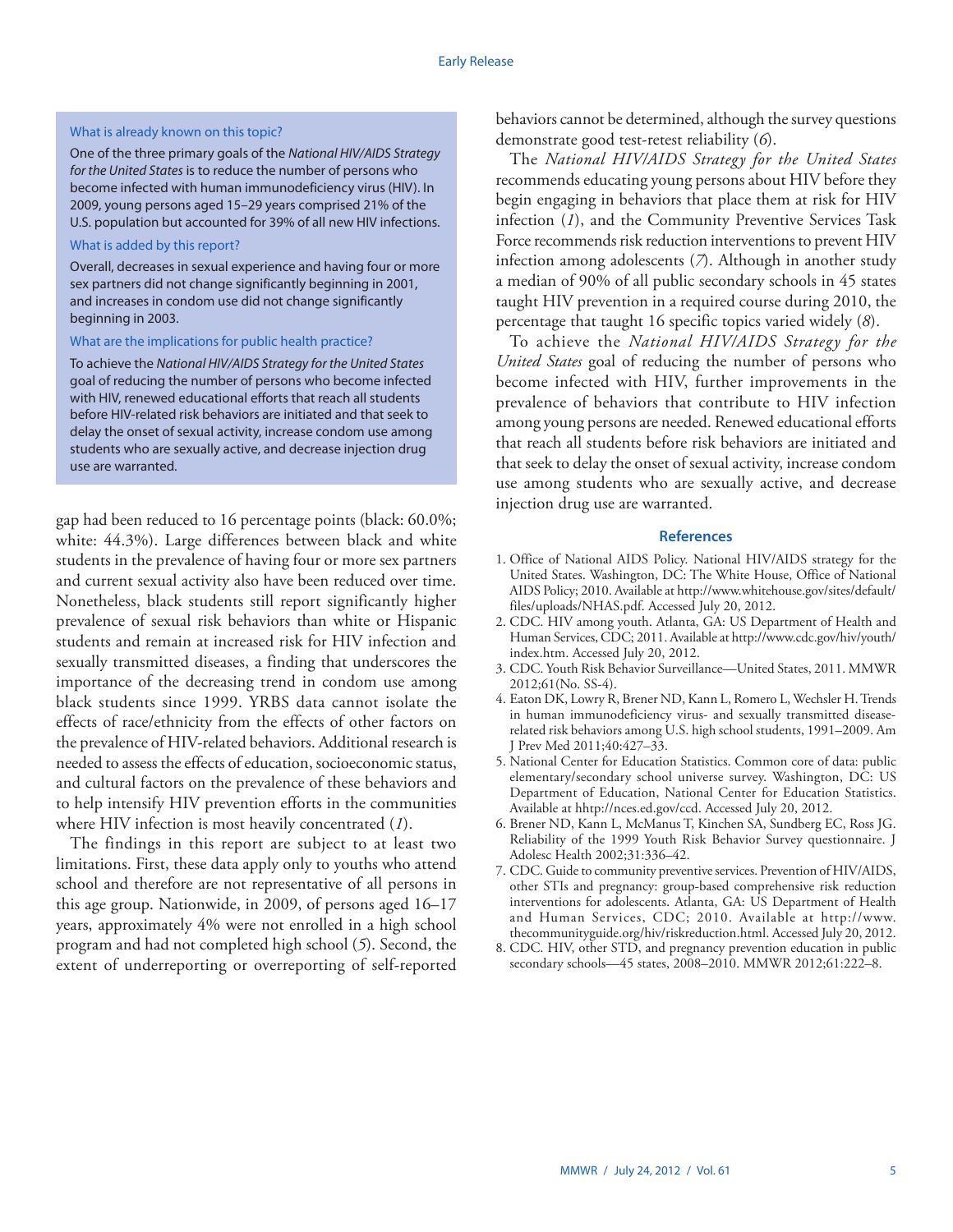**What is already known on this topic?**

One of the three primary goals of the *National HIV/AIDS Strategy for the United States* is to reduce the number of persons who become infected with human immunodeficiency virus (HIV). In 2009, young persons aged 15–29 years comprised 21% of the U.S. population but accounted for 39% of all new HIV infections.

**What is added by this report?**

Overall, decreases in sexual experience and having four or more sex partners did not change significantly beginning in 2001, and increases in condom use did not change significantly beginning in 2003.

**What are the implications for public health practice?**

To achieve the *National HIV/AIDS Strategy for the United States* goal of reducing the number of persons who become infected with HIV, renewed educational efforts that reach all students before HIV-related risk behaviors are initiated and that seek to delay the onset of sexual activity, increase condom use among students who are sexually active, and decrease injection drug use are warranted.

gap had been reduced to 16 percentage points (black: 60.0%; white: 44.3%). Large differences between black and white students in the prevalence of having four or more sex partners and current sexual activity also have been reduced over time. Nonetheless, black students still report significantly higher prevalence of sexual risk behaviors than white or Hispanic students and remain at increased risk for HIV infection and sexually transmitted diseases, a finding that underscores the importance of the decreasing trend in condom use among black students since 1999. YRBS data cannot isolate the effects of race/ethnicity from the effects of other factors on the prevalence of HIV-related behaviors. Additional research is needed to assess the effects of education, socioeconomic status, and cultural factors on the prevalence of these behaviors and to help intensify HIV prevention efforts in the communities where HIV infection is most heavily concentrated (*1*).

The findings in this report are subject to at least two limitations. First, these data apply only to youths who attend school and therefore are not representative of all persons in this age group. Nationwide, in 2009, of persons aged 16–17 years, approximately 4% were not enrolled in a high school program and had not completed high school (*5*). Second, the extent of underreporting or overreporting of self-reported behaviors cannot be determined, although the survey questions demonstrate good test-retest reliability (*6*).

The *National HIV/AIDS Strategy for the United States* recommends educating young persons about HIV before they begin engaging in behaviors that place them at risk for HIV infection (*1*), and the Community Preventive Services Task Force recommends risk reduction interventions to prevent HIV infection among adolescents (*7*). Although in another study a median of 90% of all public secondary schools in 45 states taught HIV prevention in a required course during 2010, the percentage that taught 16 specific topics varied widely (*8*).

To achieve the *National HIV/AIDS Strategy for the United States* goal of reducing the number of persons who become infected with HIV, further improvements in the prevalence of behaviors that contribute to HIV infection among young persons are needed. Renewed educational efforts that reach all students before risk behaviors are initiated and that seek to delay the onset of sexual activity, increase condom use among students who are sexually active, and decrease injection drug use are warranted.

## References

1. Office of National AIDS Policy. National HIV/AIDS strategy for the United States. Washington, DC: The White House, Office of National AIDS Policy; 2010. Available at http://www.whitehouse.gov/sites/default/files/uploads/NHAS.pdf. Accessed July 20, 2012.
2. CDC. HIV among youth. Atlanta, GA: US Department of Health and Human Services, CDC; 2011. Available at http://www.cdc.gov/hiv/youth/index.htm. Accessed July 20, 2012.
3. CDC. Youth Risk Behavior Surveillance—United States, 2011. MMWR 2012;61(No. SS-4).
4. Eaton DK, Lowry R, Brener ND, Kann L, Romero L, Wechsler H. Trends in human immunodeficiency virus- and sexually transmitted disease-related risk behaviors among U.S. high school students, 1991–2009. Am J Prev Med 2011;40:427–33.
5. National Center for Education Statistics. Common core of data: public elementary/secondary school universe survey. Washington, DC: US Department of Education, National Center for Education Statistics. Available at hhtp://nces.ed.gov/ccd. Accessed July 20, 2012.
6. Brener ND, Kann L, McManus T, Kinchen SA, Sundberg EC, Ross JG. Reliability of the 1999 Youth Risk Behavior Survey questionnaire. J Adolesc Health 2002;31:336–42.
7. CDC. Guide to community preventive services. Prevention of HIV/AIDS, other STIs and pregnancy: group-based comprehensive risk reduction interventions for adolescents. Atlanta, GA: US Department of Health and Human Services, CDC; 2010. Available at http://www.thecommunityguide.org/hiv/riskreduction.html. Accessed July 20, 2012.
8. CDC. HIV, other STD, and pregnancy prevention education in public secondary schools—45 states, 2008–2010. MMWR 2012;61:222–8.